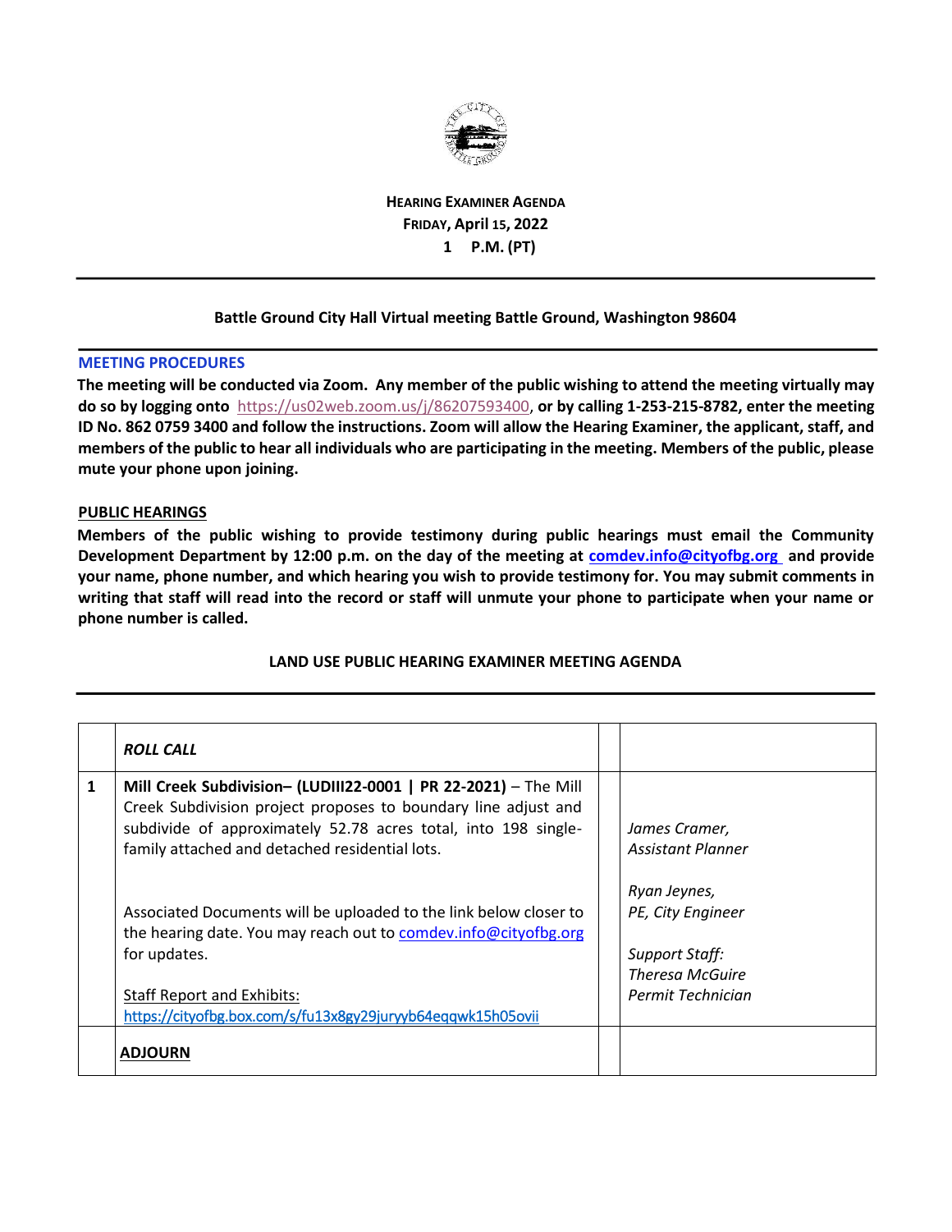# HEARING EXAMINER AGENDA

**FRIDAY, April 15, 2022**

**1 P.M. (PT)**

---

**Battle Ground City Hall Virtual meeting Battle Ground, Washington 98604**

---

**MEETING PROCEDURES**

**The meeting will be conducted via Zoom. Any member of the public wishing to attend the meeting virtually may do so by logging onto** https://us02web.zoom.us/j/86207593400, **or by calling 1-253-215-8782, enter the meeting ID No. 862 0759 3400 and follow the instructions. Zoom will allow the Hearing Examiner, the applicant, staff, and members of the public to hear all individuals who are participating in the meeting. Members of the public, please mute your phone upon joining.**

**PUBLIC HEARINGS**

**Members of the public wishing to provide testimony during public hearings must email the Community Development Department by 12:00 p.m. on the day of the meeting at comdev.info@cityofbg.org and provide your name, phone number, and which hearing you wish to provide testimony for. You may submit comments in writing that staff will read into the record or staff will unmute your phone to participate when your name or phone number is called.**

**LAND USE PUBLIC HEARING EXAMINER MEETING AGENDA**

---

| | | | |
|---|---|---|---|
| | ***ROLL CALL*** | | |
| 1 | **Mill Creek Subdivision– (LUDIII22-0001 \| PR 22-2021)** – The Mill Creek Subdivision project proposes to boundary line adjust and subdivide of approximately 52.78 acres total, into 198 single-family attached and detached residential lots.<br><br>Associated Documents will be uploaded to the link below closer to the hearing date. You may reach out to comdev.info@cityofbg.org for updates.<br><br>Staff Report and Exhibits:<br>https://cityofbg.box.com/s/fu13x8gy29juryyb64eqqwk15h05ovii | | *James Cramer, Assistant Planner*<br><br>*Ryan Jeynes, PE, City Engineer*<br><br>*Support Staff: Theresa McGuire Permit Technician* |
| | **ADJOURN** | | |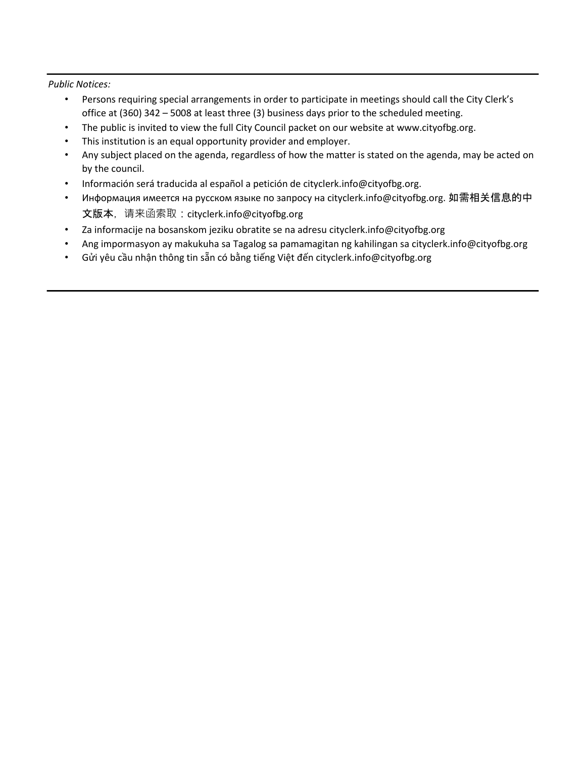*Public Notices:*

- Persons requiring special arrangements in order to participate in meetings should call the City Clerk's office at (360) 342 – 5008 at least three (3) business days prior to the scheduled meeting.
- The public is invited to view the full City Council packet on our website at www.cityofbg.org.
- This institution is an equal opportunity provider and employer.
- Any subject placed on the agenda, regardless of how the matter is stated on the agenda, may be acted on by the council.
- Información será traducida al español a petición de cityclerk.info@cityofbg.org.
- Информация имеется на русском языке по запросу на cityclerk.info@cityofbg.org. **如需相关信息的中文版本**，请来函索取：cityclerk.info@cityofbg.org
- Za informacije na bosanskom jeziku obratite se na adresu cityclerk.info@cityofbg.org
- Ang impormasyon ay makukuha sa Tagalog sa pamamagitan ng kahilingan sa cityclerk.info@cityofbg.org
- Gửi yêu cầu nhận thông tin sẵn có bằng tiếng Việt đến cityclerk.info@cityofbg.org